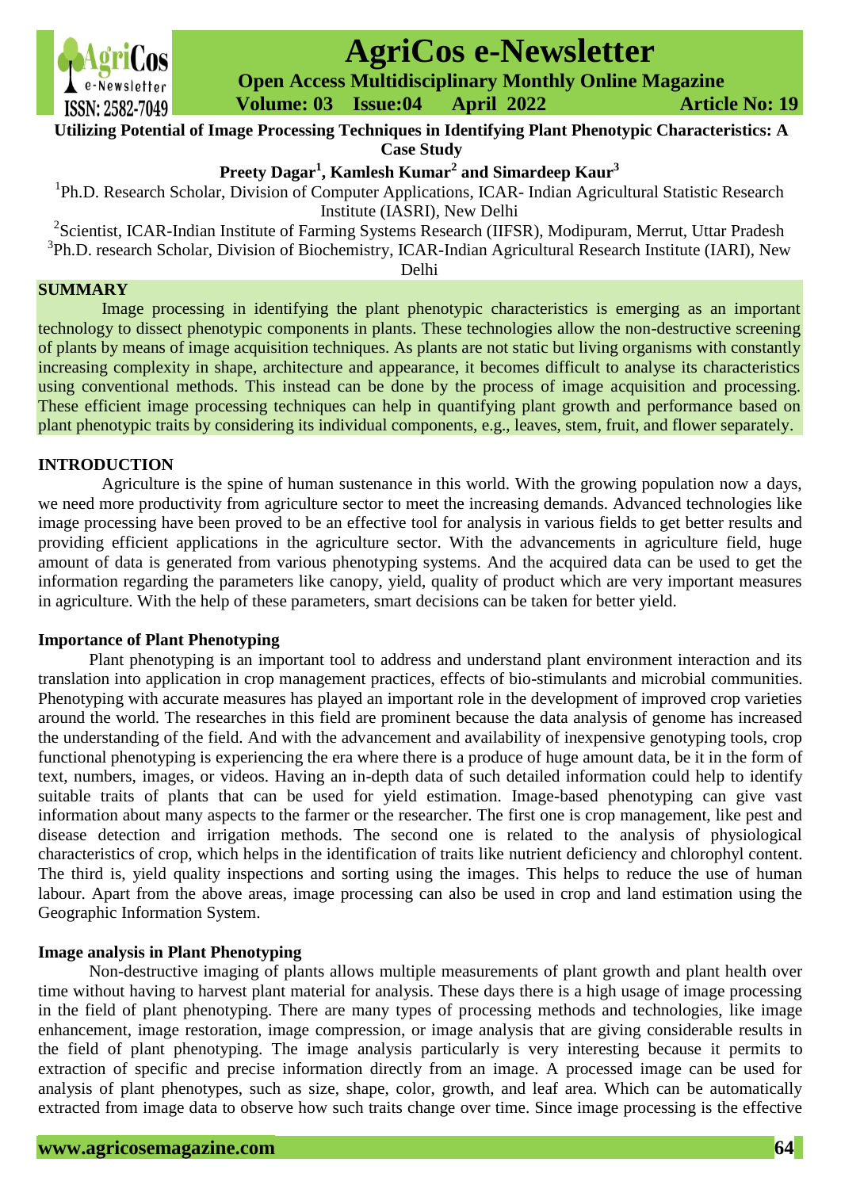# Utilizing Potential of Image Processing Techniques in Identifying Plant Phenotypic Characteristics: A Case Study

**Preety Dagar[1], Kamlesh Kumar[2] and Simardeep Kaur[3]**

[1]Ph.D. Research Scholar, Division of Computer Applications, ICAR- Indian Agricultural Statistic Research Institute (IASRI), New Delhi

[2]Scientist, ICAR-Indian Institute of Farming Systems Research (IIFSR), Modipuram, Merrut, Uttar Pradesh

[3]Ph.D. research Scholar, Division of Biochemistry, ICAR-Indian Agricultural Research Institute (IARI), New Delhi

## SUMMARY

Image processing in identifying the plant phenotypic characteristics is emerging as an important technology to dissect phenotypic components in plants. These technologies allow the non-destructive screening of plants by means of image acquisition techniques. As plants are not static but living organisms with constantly increasing complexity in shape, architecture and appearance, it becomes difficult to analyse its characteristics using conventional methods. This instead can be done by the process of image acquisition and processing. These efficient image processing techniques can help in quantifying plant growth and performance based on plant phenotypic traits by considering its individual components, e.g., leaves, stem, fruit, and flower separately.

## INTRODUCTION

Agriculture is the spine of human sustenance in this world. With the growing population now a days, we need more productivity from agriculture sector to meet the increasing demands. Advanced technologies like image processing have been proved to be an effective tool for analysis in various fields to get better results and providing efficient applications in the agriculture sector. With the advancements in agriculture field, huge amount of data is generated from various phenotyping systems. And the acquired data can be used to get the information regarding the parameters like canopy, yield, quality of product which are very important measures in agriculture. With the help of these parameters, smart decisions can be taken for better yield.

### Importance of Plant Phenotyping

Plant phenotyping is an important tool to address and understand plant environment interaction and its translation into application in crop management practices, effects of bio-stimulants and microbial communities. Phenotyping with accurate measures has played an important role in the development of improved crop varieties around the world. The researches in this field are prominent because the data analysis of genome has increased the understanding of the field. And with the advancement and availability of inexpensive genotyping tools, crop functional phenotyping is experiencing the era where there is a produce of huge amount data, be it in the form of text, numbers, images, or videos. Having an in-depth data of such detailed information could help to identify suitable traits of plants that can be used for yield estimation. Image-based phenotyping can give vast information about many aspects to the farmer or the researcher. The first one is crop management, like pest and disease detection and irrigation methods. The second one is related to the analysis of physiological characteristics of crop, which helps in the identification of traits like nutrient deficiency and chlorophyl content. The third is, yield quality inspections and sorting using the images. This helps to reduce the use of human labour. Apart from the above areas, image processing can also be used in crop and land estimation using the Geographic Information System.

### Image analysis in Plant Phenotyping

Non-destructive imaging of plants allows multiple measurements of plant growth and plant health over time without having to harvest plant material for analysis. These days there is a high usage of image processing in the field of plant phenotyping. There are many types of processing methods and technologies, like image enhancement, image restoration, image compression, or image analysis that are giving considerable results in the field of plant phenotyping. The image analysis particularly is very interesting because it permits to extraction of specific and precise information directly from an image. A processed image can be used for analysis of plant phenotypes, such as size, shape, color, growth, and leaf area. Which can be automatically extracted from image data to observe how such traits change over time. Since image processing is the effective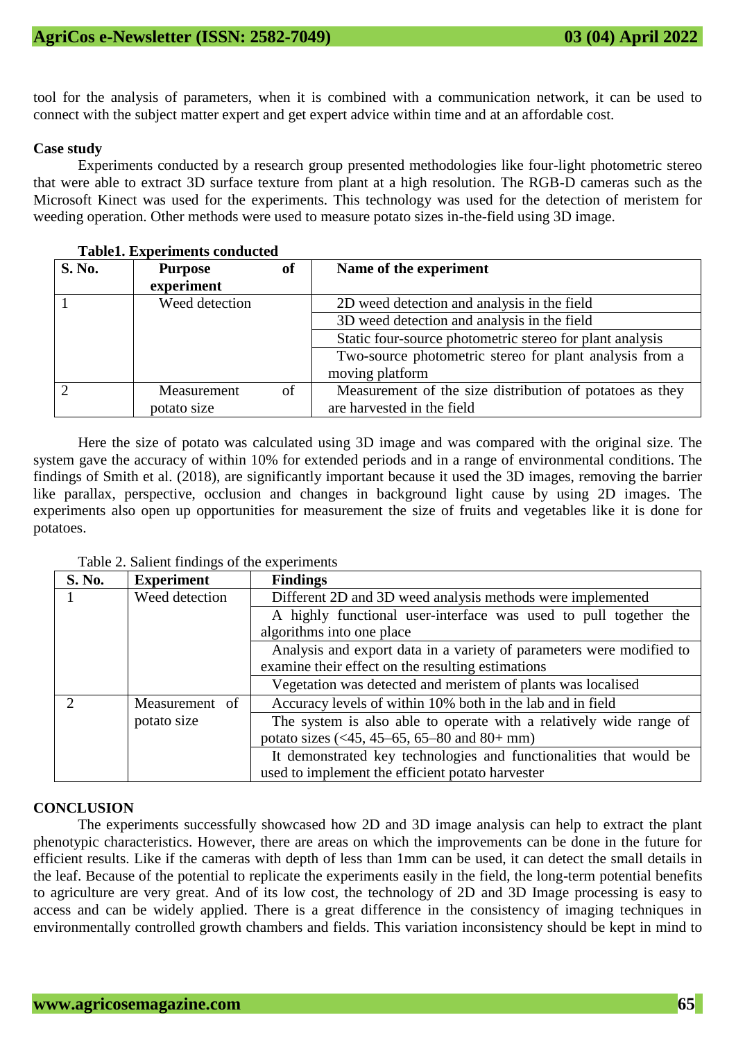tool for the analysis of parameters, when it is combined with a communication network, it can be used to connect with the subject matter expert and get expert advice within time and at an affordable cost.

**Case study**

Experiments conducted by a research group presented methodologies like four-light photometric stereo that were able to extract 3D surface texture from plant at a high resolution. The RGB-D cameras such as the Microsoft Kinect was used for the experiments. This technology was used for the detection of meristem for weeding operation. Other methods were used to measure potato sizes in-the-field using 3D image.

**Table1. Experiments conducted**

| S. No. | Purpose of experiment | Name of the experiment |
|---|---|---|
| 1 | Weed detection | 2D weed detection and analysis in the field |
| | | 3D weed detection and analysis in the field |
| | | Static four-source photometric stereo for plant analysis |
| | | Two-source photometric stereo for plant analysis from a moving platform |
| 2 | Measurement of potato size | Measurement of the size distribution of potatoes as they are harvested in the field |

Here the size of potato was calculated using 3D image and was compared with the original size. The system gave the accuracy of within 10% for extended periods and in a range of environmental conditions. The findings of Smith et al. (2018), are significantly important because it used the 3D images, removing the barrier like parallax, perspective, occlusion and changes in background light cause by using 2D images. The experiments also open up opportunities for measurement the size of fruits and vegetables like it is done for potatoes.

Table 2. Salient findings of the experiments

| S. No. | Experiment | Findings |
|---|---|---|
| 1 | Weed detection | Different 2D and 3D weed analysis methods were implemented |
| | | A highly functional user-interface was used to pull together the algorithms into one place |
| | | Analysis and export data in a variety of parameters were modified to examine their effect on the resulting estimations |
| | | Vegetation was detected and meristem of plants was localised |
| 2 | Measurement of potato size | Accuracy levels of within 10% both in the lab and in field |
| | | The system is also able to operate with a relatively wide range of potato sizes (<45, 45–65, 65–80 and 80+ mm) |
| | | It demonstrated key technologies and functionalities that would be used to implement the efficient potato harvester |

**CONCLUSION**

The experiments successfully showcased how 2D and 3D image analysis can help to extract the plant phenotypic characteristics. However, there are areas on which the improvements can be done in the future for efficient results. Like if the cameras with depth of less than 1mm can be used, it can detect the small details in the leaf. Because of the potential to replicate the experiments easily in the field, the long-term potential benefits to agriculture are very great. And of its low cost, the technology of 2D and 3D Image processing is easy to access and can be widely applied. There is a great difference in the consistency of imaging techniques in environmentally controlled growth chambers and fields. This variation inconsistency should be kept in mind to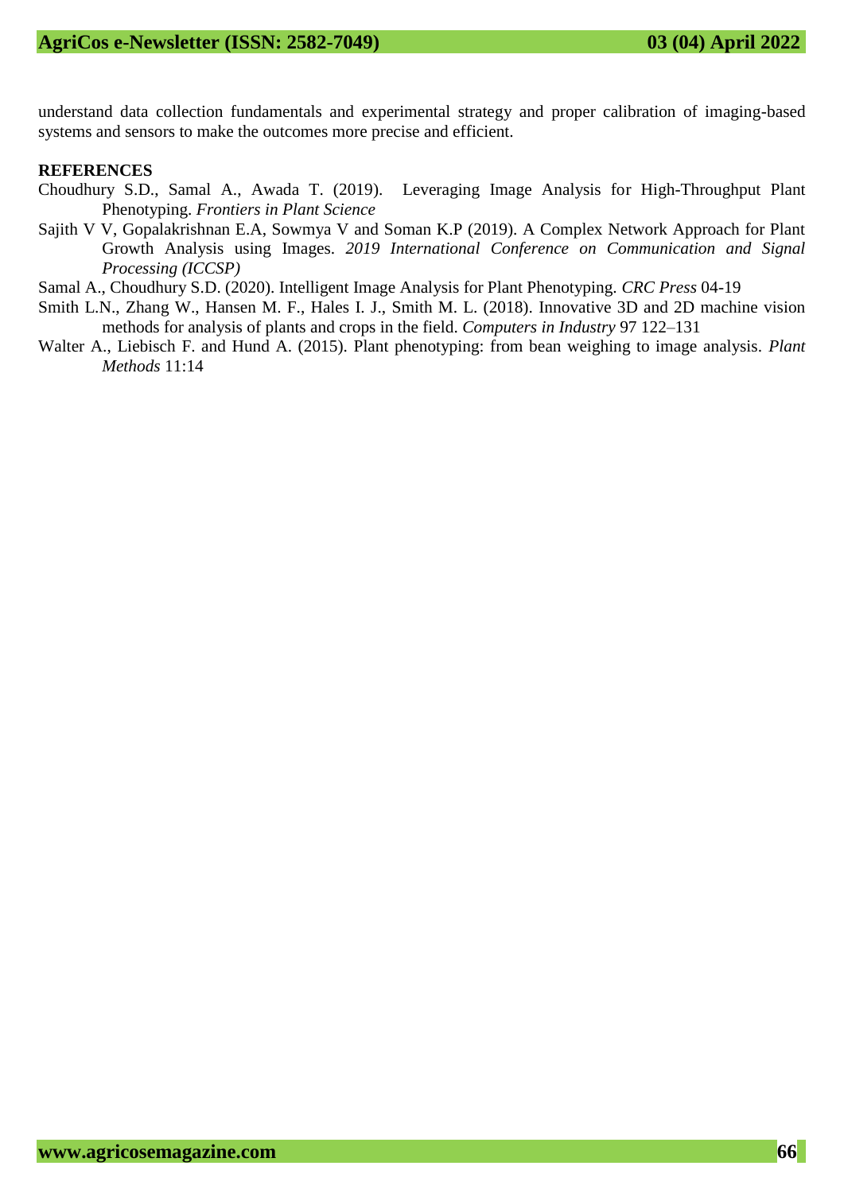understand data collection fundamentals and experimental strategy and proper calibration of imaging-based systems and sensors to make the outcomes more precise and efficient.

**REFERENCES**

Choudhury S.D., Samal A., Awada T. (2019). Leveraging Image Analysis for High-Throughput Plant Phenotyping. *Frontiers in Plant Science*

Sajith V V, Gopalakrishnan E.A, Sowmya V and Soman K.P (2019). A Complex Network Approach for Plant Growth Analysis using Images. *2019 International Conference on Communication and Signal Processing (ICCSP)*

Samal A., Choudhury S.D. (2020). Intelligent Image Analysis for Plant Phenotyping. *CRC Press* 04-19

Smith L.N., Zhang W., Hansen M. F., Hales I. J., Smith M. L. (2018). Innovative 3D and 2D machine vision methods for analysis of plants and crops in the field. *Computers in Industry* 97 122–131

Walter A., Liebisch F. and Hund A. (2015). Plant phenotyping: from bean weighing to image analysis. *Plant Methods* 11:14